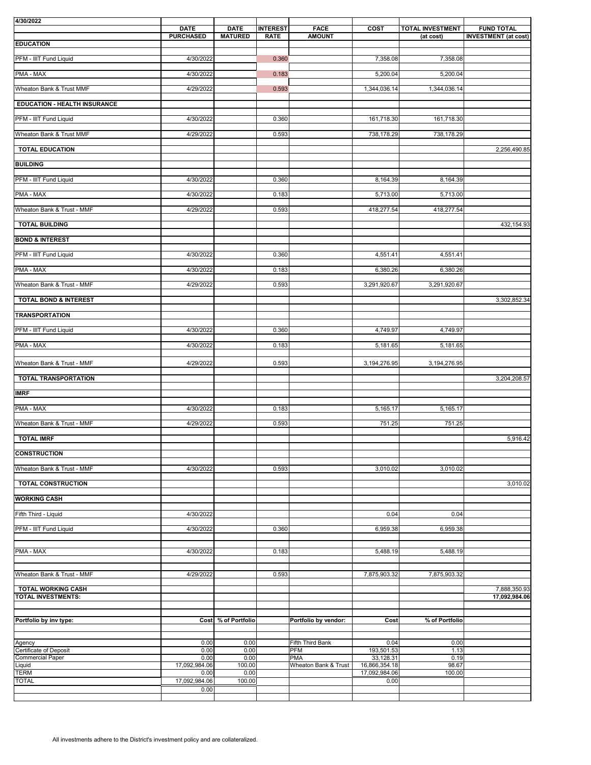4/30/2022

| | DATE PURCHASED | DATE MATURED | INTEREST RATE | FACE AMOUNT | COST | TOTAL INVESTMENT (at cost) | FUND TOTAL INVESTMENT (at cost) |
|---|---|---|---|---|---|---|---|
| **EDUCATION** | | | | | | | |
| PFM - IIIT Fund Liquid | 4/30/2022 | | 0.360 | | 7,358.08 | 7,358.08 | |
| PMA - MAX | 4/30/2022 | | 0.183 | | 5,200.04 | 5,200.04 | |
| Wheaton Bank & Trust MMF | 4/29/2022 | | 0.593 | | 1,344,036.14 | 1,344,036.14 | |
| **EDUCATION - HEALTH INSURANCE** | | | | | | | |
| PFM - IIIT Fund Liquid | 4/30/2022 | | 0.360 | | 161,718.30 | 161,718.30 | |
| Wheaton Bank & Trust MMF | 4/29/2022 | | 0.593 | | 738,178.29 | 738,178.29 | |
| **TOTAL EDUCATION** | | | | | | | 2,256,490.85 |
| **BUILDING** | | | | | | | |
| PFM - IIIT Fund Liquid | 4/30/2022 | | 0.360 | | 8,164.39 | 8,164.39 | |
| PMA - MAX | 4/30/2022 | | 0.183 | | 5,713.00 | 5,713.00 | |
| Wheaton Bank & Trust - MMF | 4/29/2022 | | 0.593 | | 418,277.54 | 418,277.54 | |
| **TOTAL BUILDING** | | | | | | | 432,154.93 |
| **BOND & INTEREST** | | | | | | | |
| PFM - IIIT Fund Liquid | 4/30/2022 | | 0.360 | | 4,551.41 | 4,551.41 | |
| PMA - MAX | 4/30/2022 | | 0.183 | | 6,380.26 | 6,380.26 | |
| Wheaton Bank & Trust - MMF | 4/29/2022 | | 0.593 | | 3,291,920.67 | 3,291,920.67 | |
| **TOTAL BOND & INTEREST** | | | | | | | 3,302,852.34 |
| **TRANSPORTATION** | | | | | | | |
| PFM - IIIT Fund Liquid | 4/30/2022 | | 0.360 | | 4,749.97 | 4,749.97 | |
| PMA - MAX | 4/30/2022 | | 0.183 | | 5,181.65 | 5,181.65 | |
| Wheaton Bank & Trust - MMF | 4/29/2022 | | 0.593 | | 3,194,276.95 | 3,194,276.95 | |
| **TOTAL TRANSPORTATION** | | | | | | | 3,204,208.57 |
| **IMRF** | | | | | | | |
| PMA - MAX | 4/30/2022 | | 0.183 | | 5,165.17 | 5,165.17 | |
| Wheaton Bank & Trust - MMF | 4/29/2022 | | 0.593 | | 751.25 | 751.25 | |
| **TOTAL IMRF** | | | | | | | 5,916.42 |
| **CONSTRUCTION** | | | | | | | |
| Wheaton Bank & Trust - MMF | 4/30/2022 | | 0.593 | | 3,010.02 | 3,010.02 | |
| **TOTAL CONSTRUCTION** | | | | | | | 3,010.02 |
| **WORKING CASH** | | | | | | | |
| Fifth Third - Liquid | 4/30/2022 | | | | 0.04 | 0.04 | |
| PFM - IIIT Fund Liquid | 4/30/2022 | | 0.360 | | 6,959.38 | 6,959.38 | |
| PMA - MAX | 4/30/2022 | | 0.183 | | 5,488.19 | 5,488.19 | |
| Wheaton Bank & Trust - MMF | 4/29/2022 | | 0.593 | | 7,875,903.32 | 7,875,903.32 | |
| **TOTAL WORKING CASH** | | | | | | | 7,888,350.93 |
| **TOTAL INVESTMENTS:** | | | | | | | **17,092,984.06** |

| Portfolio by inv type: | Cost | % of Portfolio | | Portfolio by vendor: | Cost | % of Portfolio |
|---|---|---|---|---|---|---|
| Agency | 0.00 | 0.00 | | Fifth Third Bank | 0.04 | 0.00 |
| Certificate of Deposit | 0.00 | 0.00 | | PFM | 193,501.53 | 1.13 |
| Commercial Paper | 0.00 | 0.00 | | PMA | 33,128.31 | 0.19 |
| Liquid | 17,092,984.06 | 100.00 | | Wheaton Bank & Trust | 16,866,354.18 | 98.67 |
| TERM | 0.00 | 0.00 | | | 17,092,984.06 | 100.00 |
| TOTAL | 17,092,984.06 | 100.00 | | | 0.00 | |
| | 0.00 | | | | | |

All investments adhere to the District's investment policy and are collateralized.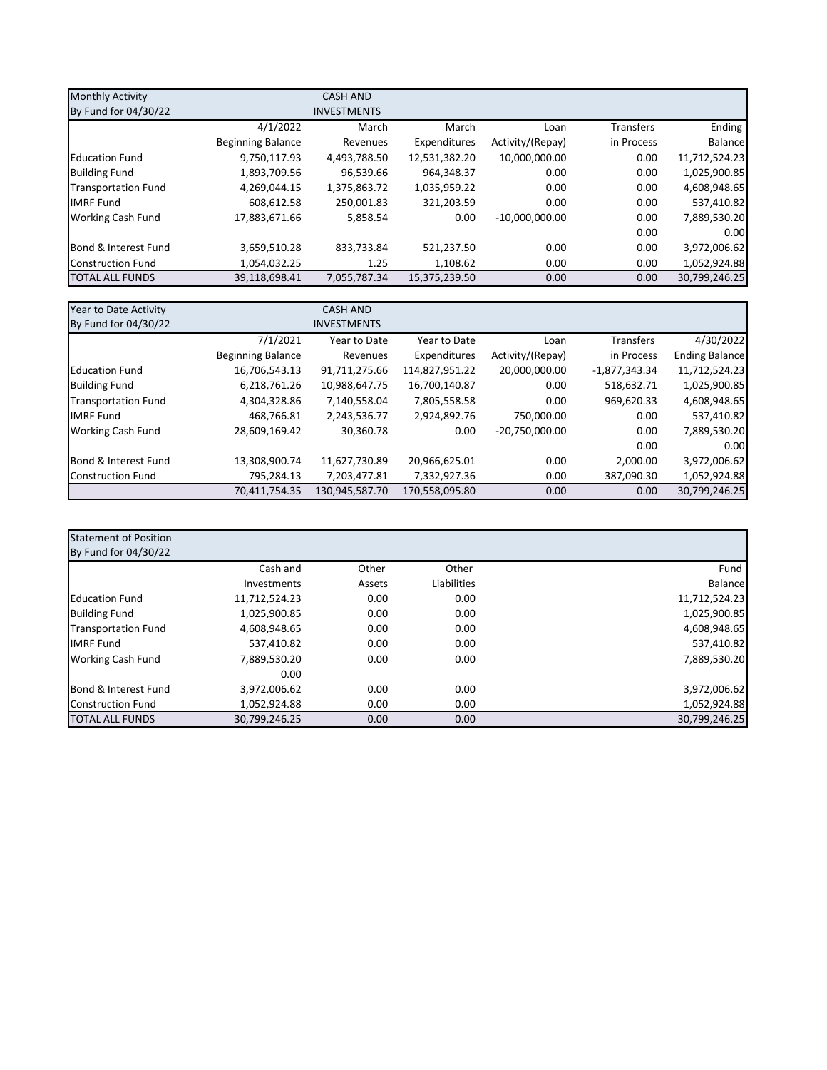| Monthly Activity<br>By Fund for 04/30/22 | | CASH AND<br>INVESTMENTS | | | | |
|---|---|---|---|---|---|---|
| | 4/1/2022<br>Beginning Balance | March<br>Revenues | March<br>Expenditures | Loan<br>Activity/(Repay) | Transfers<br>in Process | Ending<br>Balance |
| Education Fund | 9,750,117.93 | 4,493,788.50 | 12,531,382.20 | 10,000,000.00 | 0.00 | 11,712,524.23 |
| Building Fund | 1,893,709.56 | 96,539.66 | 964,348.37 | 0.00 | 0.00 | 1,025,900.85 |
| Transportation Fund | 4,269,044.15 | 1,375,863.72 | 1,035,959.22 | 0.00 | 0.00 | 4,608,948.65 |
| IMRF Fund | 608,612.58 | 250,001.83 | 321,203.59 | 0.00 | 0.00 | 537,410.82 |
| Working Cash Fund | 17,883,671.66 | 5,858.54 | 0.00 | -10,000,000.00 | 0.00 | 7,889,530.20 |
| | | | | | 0.00 | 0.00 |
| Bond & Interest Fund | 3,659,510.28 | 833,733.84 | 521,237.50 | 0.00 | 0.00 | 3,972,006.62 |
| Construction Fund | 1,054,032.25 | 1.25 | 1,108.62 | 0.00 | 0.00 | 1,052,924.88 |
| TOTAL ALL FUNDS | 39,118,698.41 | 7,055,787.34 | 15,375,239.50 | 0.00 | 0.00 | 30,799,246.25 |

| Year to Date Activity<br>By Fund for 04/30/22 | | CASH AND<br>INVESTMENTS | | | | |
|---|---|---|---|---|---|---|
| | 7/1/2021<br>Beginning Balance | Year to Date<br>Revenues | Year to Date<br>Expenditures | Loan<br>Activity/(Repay) | Transfers<br>in Process | 4/30/2022<br>Ending Balance |
| Education Fund | 16,706,543.13 | 91,711,275.66 | 114,827,951.22 | 20,000,000.00 | -1,877,343.34 | 11,712,524.23 |
| Building Fund | 6,218,761.26 | 10,988,647.75 | 16,700,140.87 | 0.00 | 518,632.71 | 1,025,900.85 |
| Transportation Fund | 4,304,328.86 | 7,140,558.04 | 7,805,558.58 | 0.00 | 969,620.33 | 4,608,948.65 |
| IMRF Fund | 468,766.81 | 2,243,536.77 | 2,924,892.76 | 750,000.00 | 0.00 | 537,410.82 |
| Working Cash Fund | 28,609,169.42 | 30,360.78 | 0.00 | -20,750,000.00 | 0.00 | 7,889,530.20 |
| | | | | | 0.00 | 0.00 |
| Bond & Interest Fund | 13,308,900.74 | 11,627,730.89 | 20,966,625.01 | 0.00 | 2,000.00 | 3,972,006.62 |
| Construction Fund | 795,284.13 | 7,203,477.81 | 7,332,927.36 | 0.00 | 387,090.30 | 1,052,924.88 |
| | 70,411,754.35 | 130,945,587.70 | 170,558,095.80 | 0.00 | 0.00 | 30,799,246.25 |

| Statement of Position<br>By Fund for 04/30/22 | | | | |
|---|---|---|---|---|
| | Cash and<br>Investments | Other<br>Assets | Other<br>Liabilities | Fund<br>Balance |
| Education Fund | 11,712,524.23 | 0.00 | 0.00 | 11,712,524.23 |
| Building Fund | 1,025,900.85 | 0.00 | 0.00 | 1,025,900.85 |
| Transportation Fund | 4,608,948.65 | 0.00 | 0.00 | 4,608,948.65 |
| IMRF Fund | 537,410.82 | 0.00 | 0.00 | 537,410.82 |
| Working Cash Fund | 7,889,530.20 | 0.00 | 0.00 | 7,889,530.20 |
| | 0.00 | | | |
| Bond & Interest Fund | 3,972,006.62 | 0.00 | 0.00 | 3,972,006.62 |
| Construction Fund | 1,052,924.88 | 0.00 | 0.00 | 1,052,924.88 |
| TOTAL ALL FUNDS | 30,799,246.25 | 0.00 | 0.00 | 30,799,246.25 |